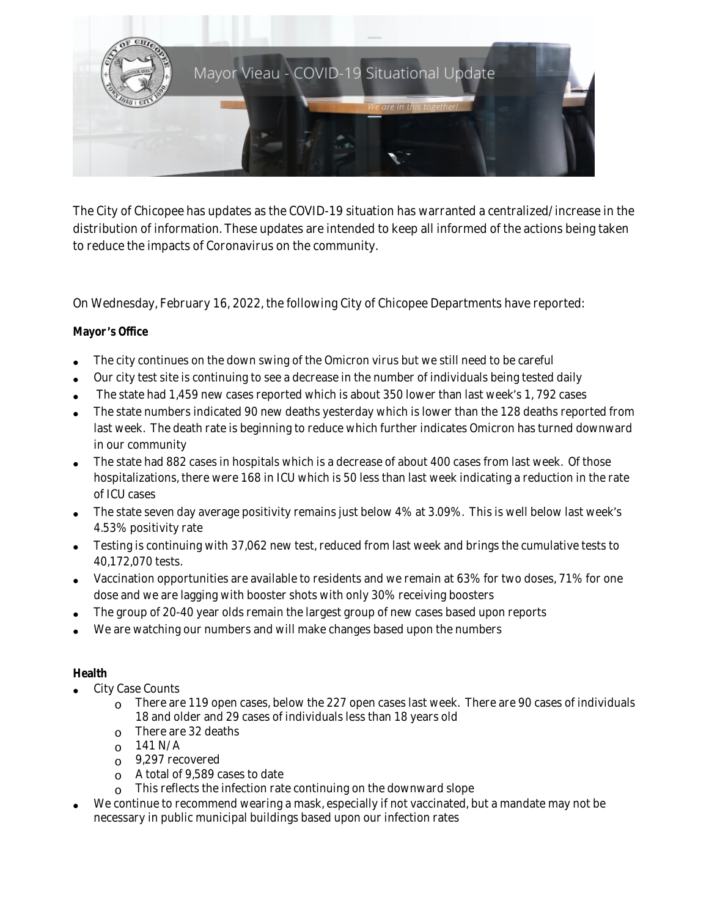# Mayor Vieau - COVID-19 Situational Update

*We are in this together!*

The City of Chicopee has updates as the COVID-19 situation has warranted a centralized/increase in the distribution of information. These updates are intended to keep all informed of the actions being taken to reduce the impacts of Coronavirus on the community.

On Wednesday, February 16, 2022, the following City of Chicopee Departments have reported:

**Mayor's Office**

- The city continues on the down swing of the Omicron virus but we still need to be careful
- Our city test site is continuing to see a decrease in the number of individuals being tested daily
- The state had 1,459 new cases reported which is about 350 lower than last week's 1, 792 cases
- The state numbers indicated 90 new deaths yesterday which is lower than the 128 deaths reported from last week. The death rate is beginning to reduce which further indicates Omicron has turned downward in our community
- The state had 882 cases in hospitals which is a decrease of about 400 cases from last week. Of those hospitalizations, there were 168 in ICU which is 50 less than last week indicating a reduction in the rate of ICU cases
- The state seven day average positivity remains just below 4% at 3.09%. This is well below last week's 4.53% positivity rate
- Testing is continuing with 37,062 new test, reduced from last week and brings the cumulative tests to 40,172,070 tests.
- Vaccination opportunities are available to residents and we remain at 63% for two doses, 71% for one dose and we are lagging with booster shots with only 30% receiving boosters
- The group of 20-40 year olds remain the largest group of new cases based upon reports
- We are watching our numbers and will make changes based upon the numbers

**Health**

- City Case Counts
  - There are 119 open cases, below the 227 open cases last week. There are 90 cases of individuals 18 and older and 29 cases of individuals less than 18 years old
  - There are 32 deaths
  - 141 N/A
  - 9,297 recovered
  - A total of 9,589 cases to date
  - This reflects the infection rate continuing on the downward slope
- We continue to recommend wearing a mask, especially if not vaccinated, but a mandate may not be necessary in public municipal buildings based upon our infection rates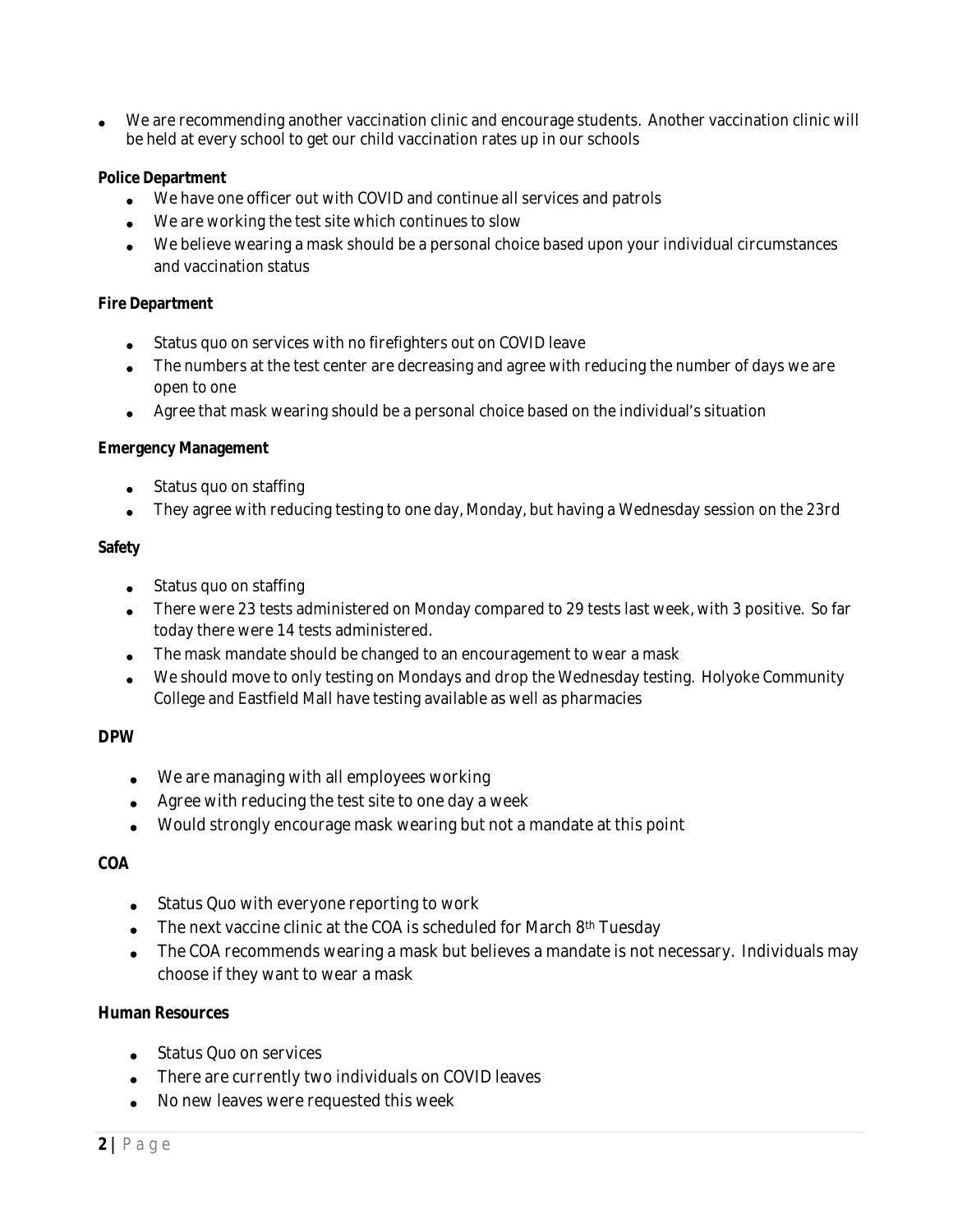- We are recommending another vaccination clinic and encourage students. Another vaccination clinic will be held at every school to get our child vaccination rates up in our schools

**Police Department**

- We have one officer out with COVID and continue all services and patrols
- We are working the test site which continues to slow
- We believe wearing a mask should be a personal choice based upon your individual circumstances and vaccination status

**Fire Department**

- Status quo on services with no firefighters out on COVID leave
- The numbers at the test center are decreasing and agree with reducing the number of days we are open to one
- Agree that mask wearing should be a personal choice based on the individual's situation

**Emergency Management**

- Status quo on staffing
- They agree with reducing testing to one day, Monday, but having a Wednesday session on the 23rd

**Safety**

- Status quo on staffing
- There were 23 tests administered on Monday compared to 29 tests last week, with 3 positive. So far today there were 14 tests administered.
- The mask mandate should be changed to an encouragement to wear a mask
- We should move to only testing on Mondays and drop the Wednesday testing. Holyoke Community College and Eastfield Mall have testing available as well as pharmacies

**DPW**

- We are managing with all employees working
- Agree with reducing the test site to one day a week
- Would strongly encourage mask wearing but not a mandate at this point

**COA**

- Status Quo with everyone reporting to work
- The next vaccine clinic at the COA is scheduled for March 8th Tuesday
- The COA recommends wearing a mask but believes a mandate is not necessary. Individuals may choose if they want to wear a mask

**Human Resources**

- Status Quo on services
- There are currently two individuals on COVID leaves
- No new leaves were requested this week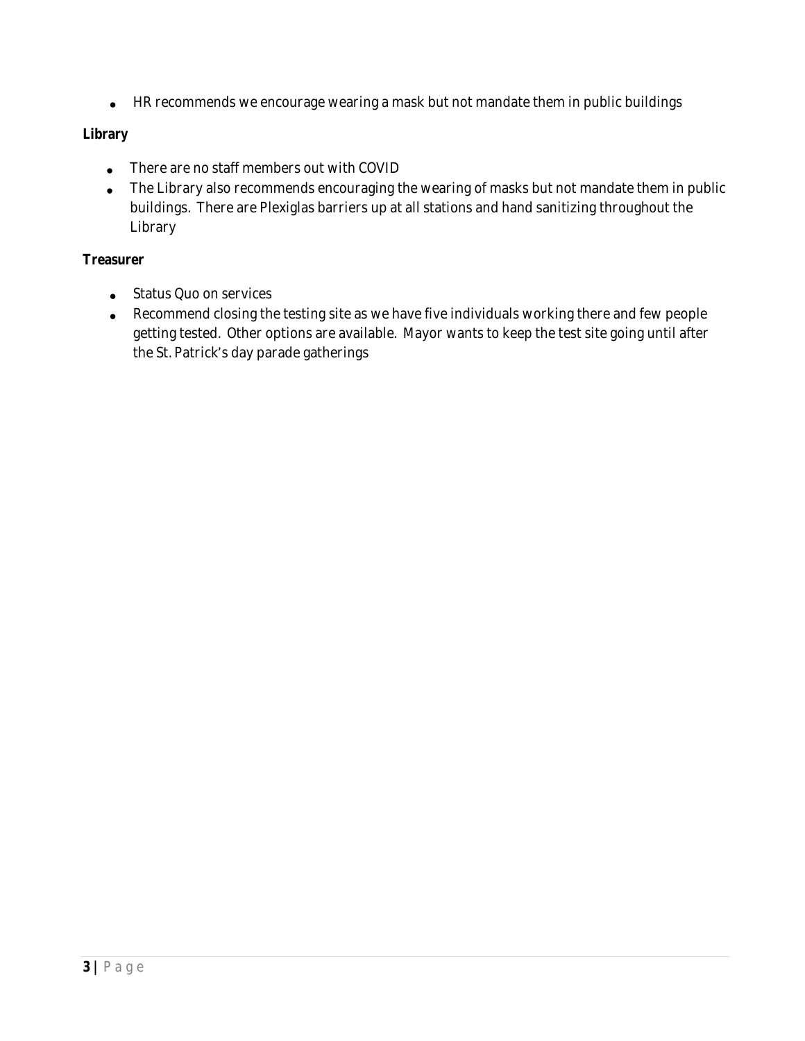- HR recommends we encourage wearing a mask but not mandate them in public buildings

**Library**

- There are no staff members out with COVID
- The Library also recommends encouraging the wearing of masks but not mandate them in public buildings. There are Plexiglas barriers up at all stations and hand sanitizing throughout the Library

**Treasurer**

- Status Quo on services
- Recommend closing the testing site as we have five individuals working there and few people getting tested. Other options are available. Mayor wants to keep the test site going until after the St. Patrick's day parade gatherings